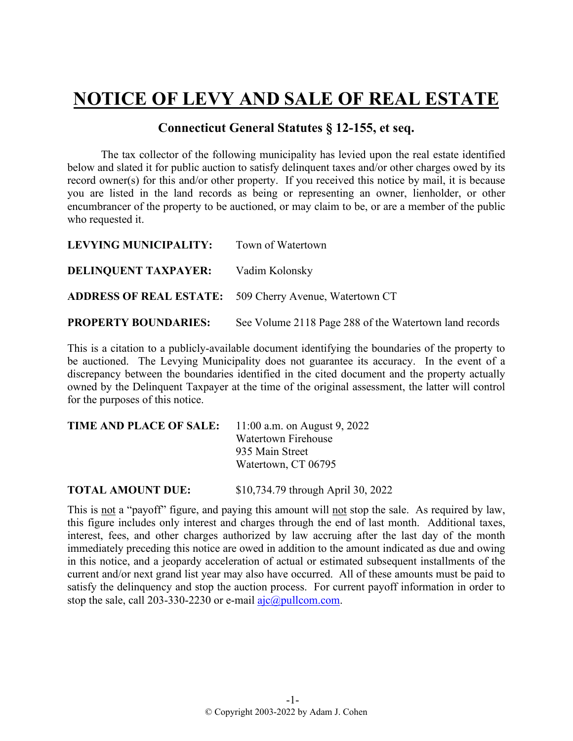# NOTICE OF LEVY AND SALE OF REAL ESTATE

## Connecticut General Statutes § 12-155, et seq.

The tax collector of the following municipality has levied upon the real estate identified below and slated it for public auction to satisfy delinquent taxes and/or other charges owed by its record owner(s) for this and/or other property. If you received this notice by mail, it is because you are listed in the land records as being or representing an owner, lienholder, or other encumbrancer of the property to be auctioned, or may claim to be, or are a member of the public who requested it.

**LEVYING MUNICIPALITY:** Town of Watertown

**DELINQUENT TAXPAYER:** Vadim Kolonsky

**ADDRESS OF REAL ESTATE:** 509 Cherry Avenue, Watertown CT

**PROPERTY BOUNDARIES:** See Volume 2118 Page 288 of the Watertown land records

This is a citation to a publicly-available document identifying the boundaries of the property to be auctioned. The Levying Municipality does not guarantee its accuracy. In the event of a discrepancy between the boundaries identified in the cited document and the property actually owned by the Delinquent Taxpayer at the time of the original assessment, the latter will control for the purposes of this notice.

**TIME AND PLACE OF SALE:** 11:00 a.m. on August 9, 2022
Watertown Firehouse
935 Main Street
Watertown, CT 06795

**TOTAL AMOUNT DUE:** $10,734.79 through April 30, 2022

This is not a "payoff" figure, and paying this amount will not stop the sale. As required by law, this figure includes only interest and charges through the end of last month. Additional taxes, interest, fees, and other charges authorized by law accruing after the last day of the month immediately preceding this notice are owed in addition to the amount indicated as due and owing in this notice, and a jeopardy acceleration of actual or estimated subsequent installments of the current and/or next grand list year may also have occurred. All of these amounts must be paid to satisfy the delinquency and stop the auction process. For current payoff information in order to stop the sale, call 203-330-2230 or e-mail ajc@pullcom.com.

© Copyright 2003-2022 by Adam J. Cohen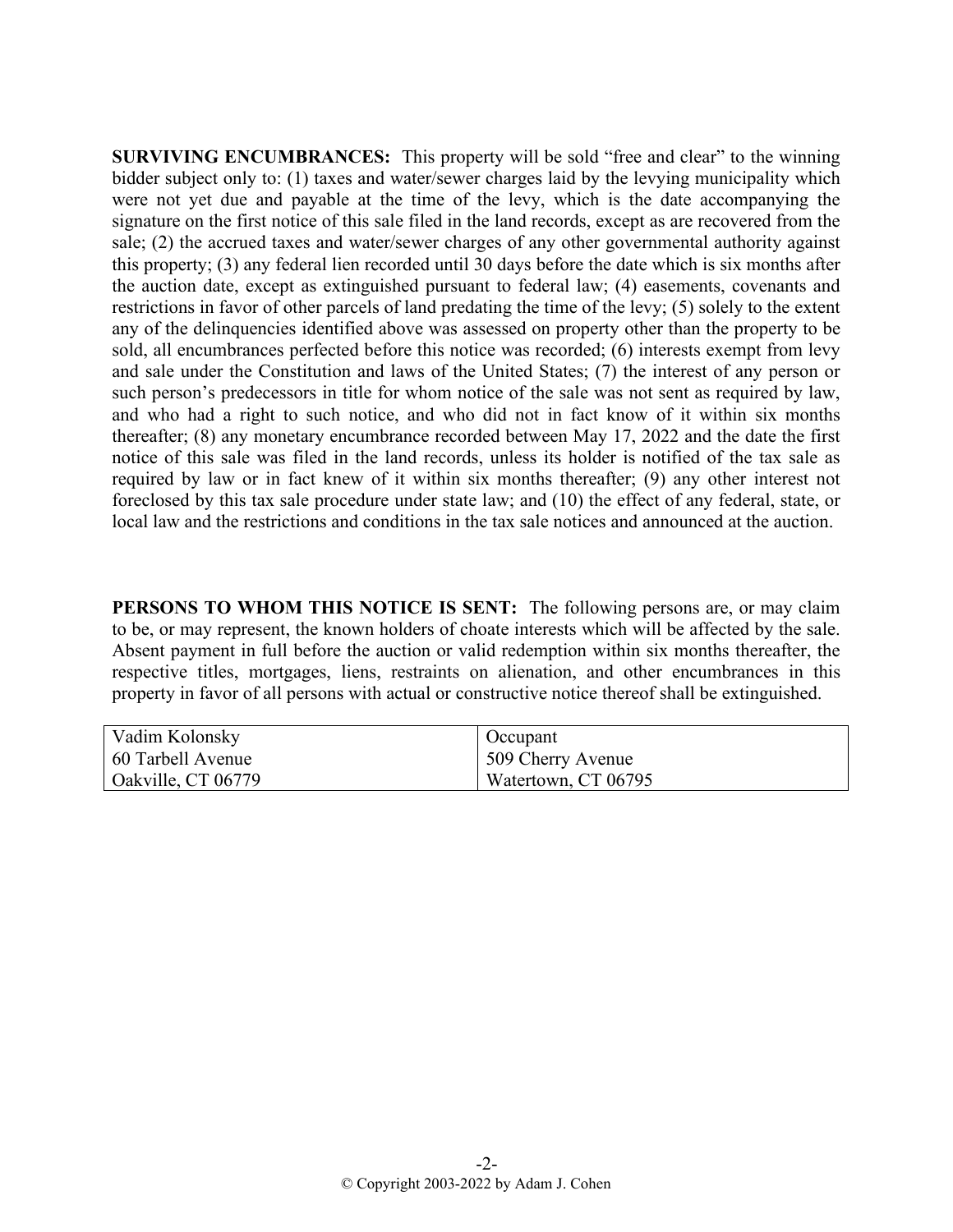**SURVIVING ENCUMBRANCES:** This property will be sold "free and clear" to the winning bidder subject only to: (1) taxes and water/sewer charges laid by the levying municipality which were not yet due and payable at the time of the levy, which is the date accompanying the signature on the first notice of this sale filed in the land records, except as are recovered from the sale; (2) the accrued taxes and water/sewer charges of any other governmental authority against this property; (3) any federal lien recorded until 30 days before the date which is six months after the auction date, except as extinguished pursuant to federal law; (4) easements, covenants and restrictions in favor of other parcels of land predating the time of the levy; (5) solely to the extent any of the delinquencies identified above was assessed on property other than the property to be sold, all encumbrances perfected before this notice was recorded; (6) interests exempt from levy and sale under the Constitution and laws of the United States; (7) the interest of any person or such person's predecessors in title for whom notice of the sale was not sent as required by law, and who had a right to such notice, and who did not in fact know of it within six months thereafter; (8) any monetary encumbrance recorded between May 17, 2022 and the date the first notice of this sale was filed in the land records, unless its holder is notified of the tax sale as required by law or in fact knew of it within six months thereafter; (9) any other interest not foreclosed by this tax sale procedure under state law; and (10) the effect of any federal, state, or local law and the restrictions and conditions in the tax sale notices and announced at the auction.

**PERSONS TO WHOM THIS NOTICE IS SENT:** The following persons are, or may claim to be, or may represent, the known holders of choate interests which will be affected by the sale. Absent payment in full before the auction or valid redemption within six months thereafter, the respective titles, mortgages, liens, restraints on alienation, and other encumbrances in this property in favor of all persons with actual or constructive notice thereof shall be extinguished.

| | |
|---|---|
| Vadim Kolonsky<br>60 Tarbell Avenue<br>Oakville, CT 06779 | Occupant<br>509 Cherry Avenue<br>Watertown, CT 06795 |

© Copyright 2003-2022 by Adam J. Cohen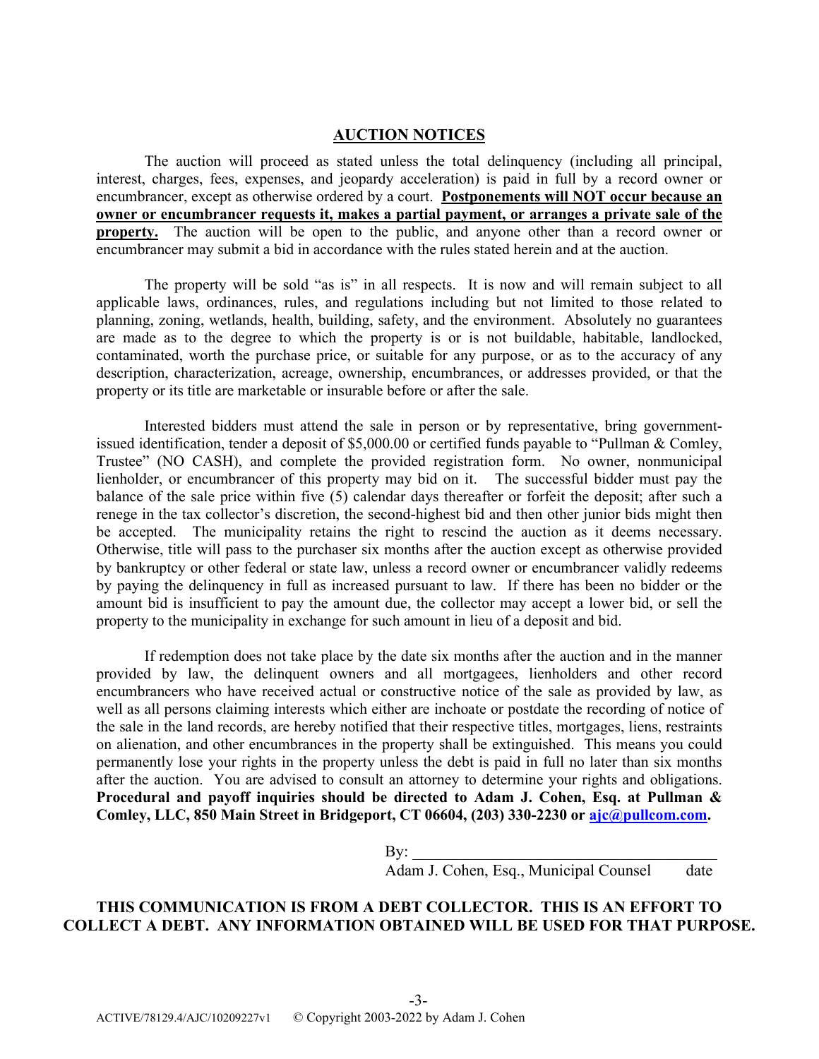## AUCTION NOTICES

The auction will proceed as stated unless the total delinquency (including all principal, interest, charges, fees, expenses, and jeopardy acceleration) is paid in full by a record owner or encumbrancer, except as otherwise ordered by a court. **Postponements will NOT occur because an owner or encumbrancer requests it, makes a partial payment, or arranges a private sale of the property.** The auction will be open to the public, and anyone other than a record owner or encumbrancer may submit a bid in accordance with the rules stated herein and at the auction.

The property will be sold "as is" in all respects. It is now and will remain subject to all applicable laws, ordinances, rules, and regulations including but not limited to those related to planning, zoning, wetlands, health, building, safety, and the environment. Absolutely no guarantees are made as to the degree to which the property is or is not buildable, habitable, landlocked, contaminated, worth the purchase price, or suitable for any purpose, or as to the accuracy of any description, characterization, acreage, ownership, encumbrances, or addresses provided, or that the property or its title are marketable or insurable before or after the sale.

Interested bidders must attend the sale in person or by representative, bring government-issued identification, tender a deposit of $5,000.00 or certified funds payable to "Pullman & Comley, Trustee" (NO CASH), and complete the provided registration form. No owner, nonmunicipal lienholder, or encumbrancer of this property may bid on it. The successful bidder must pay the balance of the sale price within five (5) calendar days thereafter or forfeit the deposit; after such a renege in the tax collector's discretion, the second-highest bid and then other junior bids might then be accepted. The municipality retains the right to rescind the auction as it deems necessary. Otherwise, title will pass to the purchaser six months after the auction except as otherwise provided by bankruptcy or other federal or state law, unless a record owner or encumbrancer validly redeems by paying the delinquency in full as increased pursuant to law. If there has been no bidder or the amount bid is insufficient to pay the amount due, the collector may accept a lower bid, or sell the property to the municipality in exchange for such amount in lieu of a deposit and bid.

If redemption does not take place by the date six months after the auction and in the manner provided by law, the delinquent owners and all mortgagees, lienholders and other record encumbrancers who have received actual or constructive notice of the sale as provided by law, as well as all persons claiming interests which either are inchoate or postdate the recording of notice of the sale in the land records, are hereby notified that their respective titles, mortgages, liens, restraints on alienation, and other encumbrances in the property shall be extinguished. This means you could permanently lose your rights in the property unless the debt is paid in full no later than six months after the auction. You are advised to consult an attorney to determine your rights and obligations. **Procedural and payoff inquiries should be directed to Adam J. Cohen, Esq. at Pullman & Comley, LLC, 850 Main Street in Bridgeport, CT 06604, (203) 330-2230 or ajc@pullcom.com.**

By: ____________________________________

Adam J. Cohen, Esq., Municipal Counsel date

**THIS COMMUNICATION IS FROM A DEBT COLLECTOR. THIS IS AN EFFORT TO COLLECT A DEBT. ANY INFORMATION OBTAINED WILL BE USED FOR THAT PURPOSE.**

ACTIVE/78129.4/AJC/10209227v1 © Copyright 2003-2022 by Adam J. Cohen